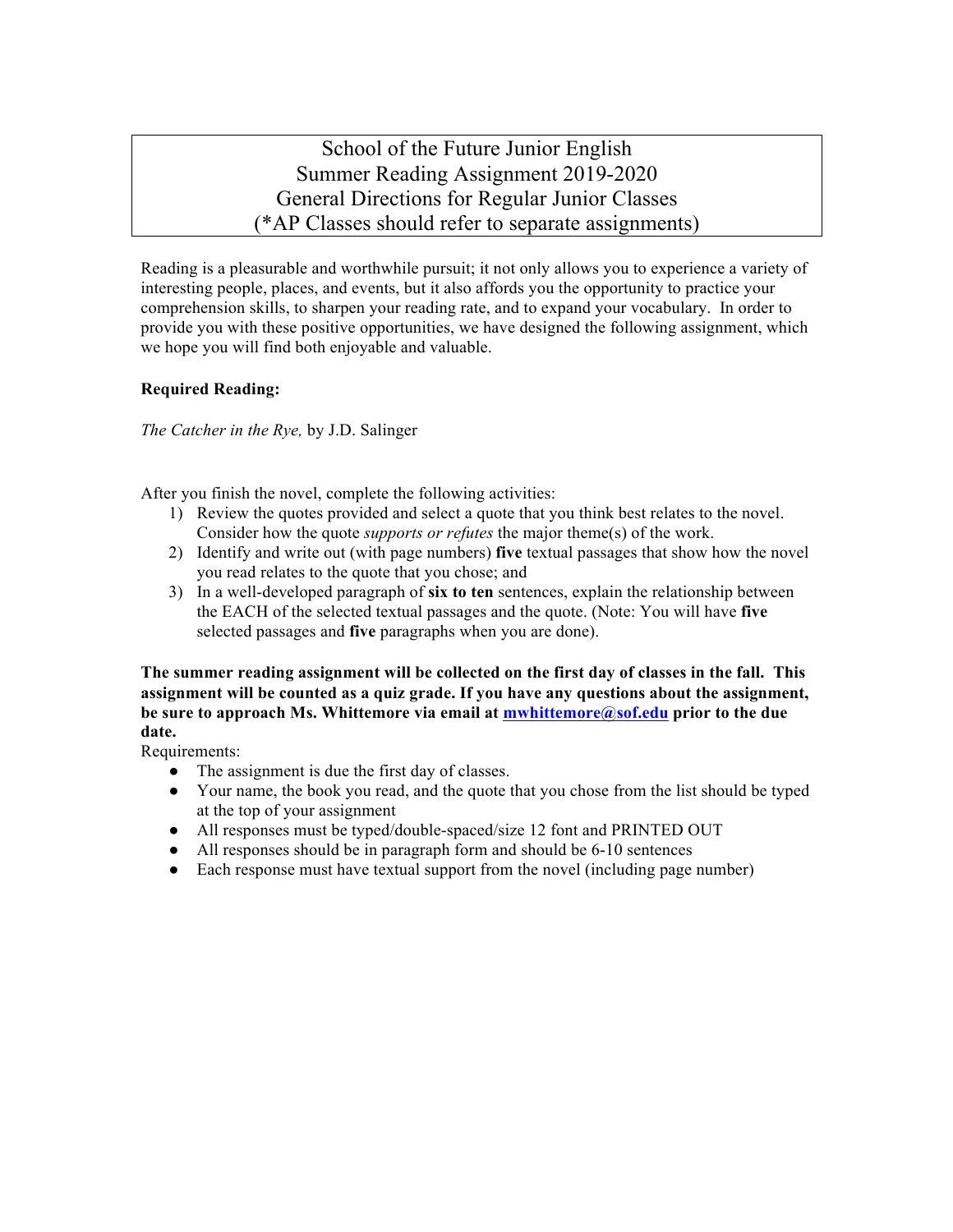# School of the Future Junior English
## Summer Reading Assignment 2019-2020
## General Directions for Regular Junior Classes
## (*AP Classes should refer to separate assignments)

Reading is a pleasurable and worthwhile pursuit; it not only allows you to experience a variety of interesting people, places, and events, but it also affords you the opportunity to practice your comprehension skills, to sharpen your reading rate, and to expand your vocabulary. In order to provide you with these positive opportunities, we have designed the following assignment, which we hope you will find both enjoyable and valuable.

**Required Reading:**

*The Catcher in the Rye,* by J.D. Salinger

After you finish the novel, complete the following activities:

1) Review the quotes provided and select a quote that you think best relates to the novel. Consider how the quote *supports or refutes* the major theme(s) of the work.
2) Identify and write out (with page numbers) **five** textual passages that show how the novel you read relates to the quote that you chose; and
3) In a well-developed paragraph of **six to ten** sentences, explain the relationship between the EACH of the selected textual passages and the quote. (Note: You will have **five** selected passages and **five** paragraphs when you are done).

**The summer reading assignment will be collected on the first day of classes in the fall. This assignment will be counted as a quiz grade. If you have any questions about the assignment, be sure to approach Ms. Whittemore via email at mwhittemore@sof.edu prior to the due date.**

Requirements:

- The assignment is due the first day of classes.
- Your name, the book you read, and the quote that you chose from the list should be typed at the top of your assignment
- All responses must be typed/double-spaced/size 12 font and PRINTED OUT
- All responses should be in paragraph form and should be 6-10 sentences
- Each response must have textual support from the novel (including page number)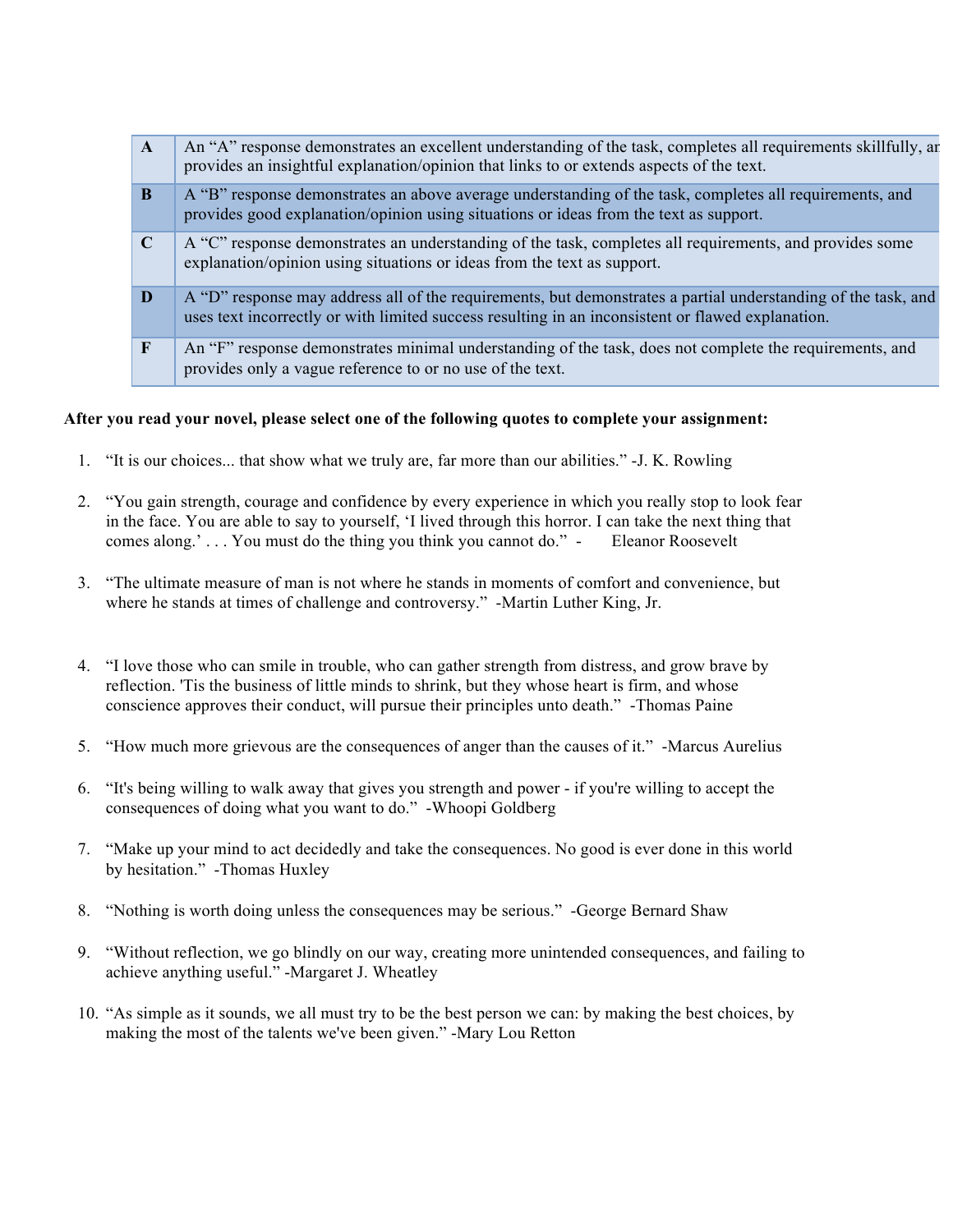| | |
|---|---|
| **A** | An "A" response demonstrates an excellent understanding of the task, completes all requirements skillfully, ar provides an insightful explanation/opinion that links to or extends aspects of the text. |
| **B** | A "B" response demonstrates an above average understanding of the task, completes all requirements, and provides good explanation/opinion using situations or ideas from the text as support. |
| **C** | A "C" response demonstrates an understanding of the task, completes all requirements, and provides some explanation/opinion using situations or ideas from the text as support. |
| **D** | A "D" response may address all of the requirements, but demonstrates a partial understanding of the task, and uses text incorrectly or with limited success resulting in an inconsistent or flawed explanation. |
| **F** | An "F" response demonstrates minimal understanding of the task, does not complete the requirements, and provides only a vague reference to or no use of the text. |

**After you read your novel, please select one of the following quotes to complete your assignment:**

1. "It is our choices... that show what we truly are, far more than our abilities." -J. K. Rowling
2. "You gain strength, courage and confidence by every experience in which you really stop to look fear in the face. You are able to say to yourself, 'I lived through this horror. I can take the next thing that comes along.' . . . You must do the thing you think you cannot do." - Eleanor Roosevelt
3. "The ultimate measure of man is not where he stands in moments of comfort and convenience, but where he stands at times of challenge and controversy." -Martin Luther King, Jr.
4. "I love those who can smile in trouble, who can gather strength from distress, and grow brave by reflection. 'Tis the business of little minds to shrink, but they whose heart is firm, and whose conscience approves their conduct, will pursue their principles unto death." -Thomas Paine
5. "How much more grievous are the consequences of anger than the causes of it." -Marcus Aurelius
6. "It's being willing to walk away that gives you strength and power - if you're willing to accept the consequences of doing what you want to do." -Whoopi Goldberg
7. "Make up your mind to act decidedly and take the consequences. No good is ever done in this world by hesitation." -Thomas Huxley
8. "Nothing is worth doing unless the consequences may be serious." -George Bernard Shaw
9. "Without reflection, we go blindly on our way, creating more unintended consequences, and failing to achieve anything useful." -Margaret J. Wheatley
10. "As simple as it sounds, we all must try to be the best person we can: by making the best choices, by making the most of the talents we've been given." -Mary Lou Retton